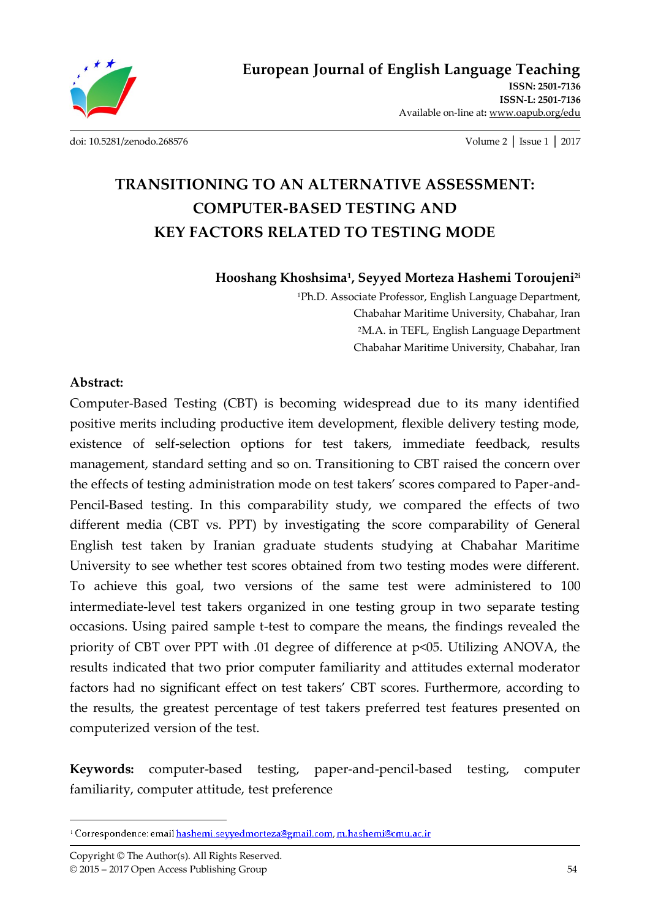# TRANSITIONING TO AN ALTERNATIVE ASSESSMENT: COMPUTER-BASED TESTING AND KEY FACTORS RELATED TO TESTING MODE

**Hooshang Khoshsima[1], Seyyed Morteza Hashemi Toroujeni[2i]**

[1]Ph.D. Associate Professor, English Language Department, Chabahar Maritime University, Chabahar, Iran

[2]M.A. in TEFL, English Language Department Chabahar Maritime University, Chabahar, Iran

**Abstract:**

Computer-Based Testing (CBT) is becoming widespread due to its many identified positive merits including productive item development, flexible delivery testing mode, existence of self-selection options for test takers, immediate feedback, results management, standard setting and so on. Transitioning to CBT raised the concern over the effects of testing administration mode on test takers' scores compared to Paper-and-Pencil-Based testing. In this comparability study, we compared the effects of two different media (CBT vs. PPT) by investigating the score comparability of General English test taken by Iranian graduate students studying at Chabahar Maritime University to see whether test scores obtained from two testing modes were different. To achieve this goal, two versions of the same test were administered to 100 intermediate-level test takers organized in one testing group in two separate testing occasions. Using paired sample t-test to compare the means, the findings revealed the priority of CBT over PPT with .01 degree of difference at $p<05$. Utilizing ANOVA, the results indicated that two prior computer familiarity and attitudes external moderator factors had no significant effect on test takers' CBT scores. Furthermore, according to the results, the greatest percentage of test takers preferred test features presented on computerized version of the test.

**Keywords:** computer-based testing, paper-and-pencil-based testing, computer familiarity, computer attitude, test preference

---

[i] Correspondence: email hashemi.seyyedmorteza@gmail.com, m.hashemi@cmu.ac.ir

Copyright © The Author(s). All Rights Reserved.
© 2015 – 2017 Open Access Publishing Group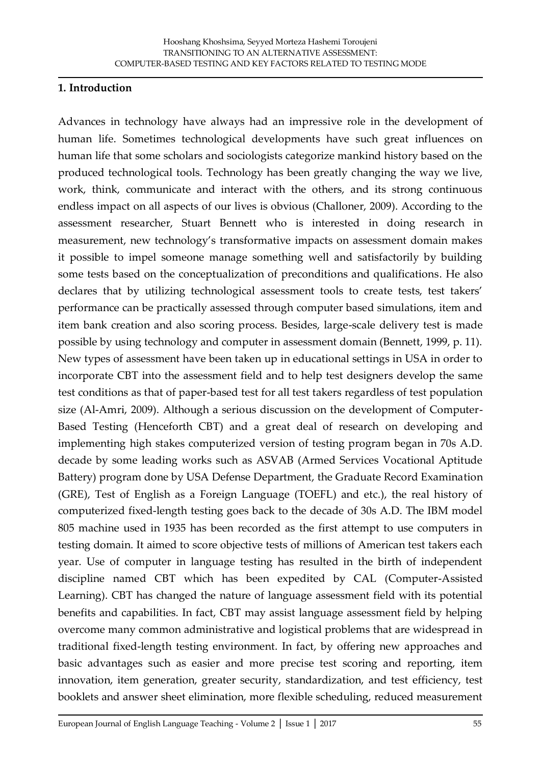## 1. Introduction

Advances in technology have always had an impressive role in the development of human life. Sometimes technological developments have such great influences on human life that some scholars and sociologists categorize mankind history based on the produced technological tools. Technology has been greatly changing the way we live, work, think, communicate and interact with the others, and its strong continuous endless impact on all aspects of our lives is obvious (Challoner, 2009). According to the assessment researcher, Stuart Bennett who is interested in doing research in measurement, new technology's transformative impacts on assessment domain makes it possible to impel someone manage something well and satisfactorily by building some tests based on the conceptualization of preconditions and qualifications. He also declares that by utilizing technological assessment tools to create tests, test takers' performance can be practically assessed through computer based simulations, item and item bank creation and also scoring process. Besides, large-scale delivery test is made possible by using technology and computer in assessment domain (Bennett, 1999, p. 11). New types of assessment have been taken up in educational settings in USA in order to incorporate CBT into the assessment field and to help test designers develop the same test conditions as that of paper-based test for all test takers regardless of test population size (Al-Amri, 2009). Although a serious discussion on the development of Computer-Based Testing (Henceforth CBT) and a great deal of research on developing and implementing high stakes computerized version of testing program began in 70s A.D. decade by some leading works such as ASVAB (Armed Services Vocational Aptitude Battery) program done by USA Defense Department, the Graduate Record Examination (GRE), Test of English as a Foreign Language (TOEFL) and etc.), the real history of computerized fixed-length testing goes back to the decade of 30s A.D. The IBM model 805 machine used in 1935 has been recorded as the first attempt to use computers in testing domain. It aimed to score objective tests of millions of American test takers each year. Use of computer in language testing has resulted in the birth of independent discipline named CBT which has been expedited by CAL (Computer-Assisted Learning). CBT has changed the nature of language assessment field with its potential benefits and capabilities. In fact, CBT may assist language assessment field by helping overcome many common administrative and logistical problems that are widespread in traditional fixed-length testing environment. In fact, by offering new approaches and basic advantages such as easier and more precise test scoring and reporting, item innovation, item generation, greater security, standardization, and test efficiency, test booklets and answer sheet elimination, more flexible scheduling, reduced measurement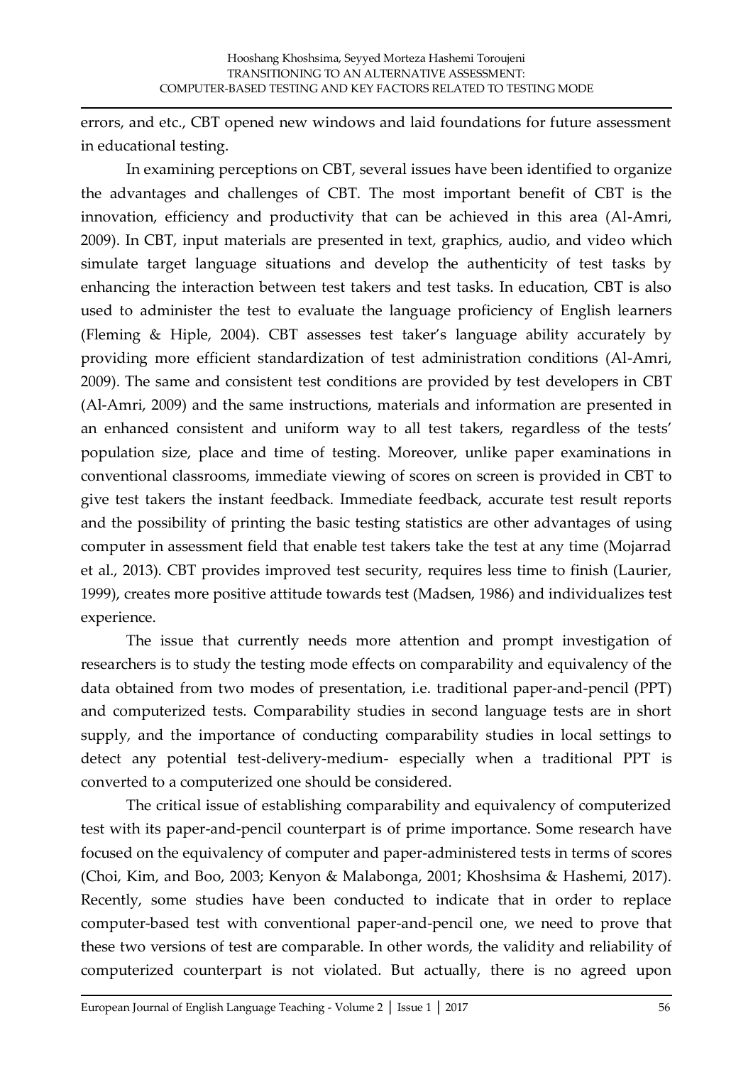errors, and etc., CBT opened new windows and laid foundations for future assessment in educational testing.

In examining perceptions on CBT, several issues have been identified to organize the advantages and challenges of CBT. The most important benefit of CBT is the innovation, efficiency and productivity that can be achieved in this area (Al-Amri, 2009). In CBT, input materials are presented in text, graphics, audio, and video which simulate target language situations and develop the authenticity of test tasks by enhancing the interaction between test takers and test tasks. In education, CBT is also used to administer the test to evaluate the language proficiency of English learners (Fleming & Hiple, 2004). CBT assesses test taker's language ability accurately by providing more efficient standardization of test administration conditions (Al-Amri, 2009). The same and consistent test conditions are provided by test developers in CBT (Al-Amri, 2009) and the same instructions, materials and information are presented in an enhanced consistent and uniform way to all test takers, regardless of the tests' population size, place and time of testing. Moreover, unlike paper examinations in conventional classrooms, immediate viewing of scores on screen is provided in CBT to give test takers the instant feedback. Immediate feedback, accurate test result reports and the possibility of printing the basic testing statistics are other advantages of using computer in assessment field that enable test takers take the test at any time (Mojarrad et al., 2013). CBT provides improved test security, requires less time to finish (Laurier, 1999), creates more positive attitude towards test (Madsen, 1986) and individualizes test experience.

The issue that currently needs more attention and prompt investigation of researchers is to study the testing mode effects on comparability and equivalency of the data obtained from two modes of presentation, i.e. traditional paper-and-pencil (PPT) and computerized tests. Comparability studies in second language tests are in short supply, and the importance of conducting comparability studies in local settings to detect any potential test-delivery-medium- especially when a traditional PPT is converted to a computerized one should be considered.

The critical issue of establishing comparability and equivalency of computerized test with its paper-and-pencil counterpart is of prime importance. Some research have focused on the equivalency of computer and paper-administered tests in terms of scores (Choi, Kim, and Boo, 2003; Kenyon & Malabonga, 2001; Khoshsima & Hashemi, 2017). Recently, some studies have been conducted to indicate that in order to replace computer-based test with conventional paper-and-pencil one, we need to prove that these two versions of test are comparable. In other words, the validity and reliability of computerized counterpart is not violated. But actually, there is no agreed upon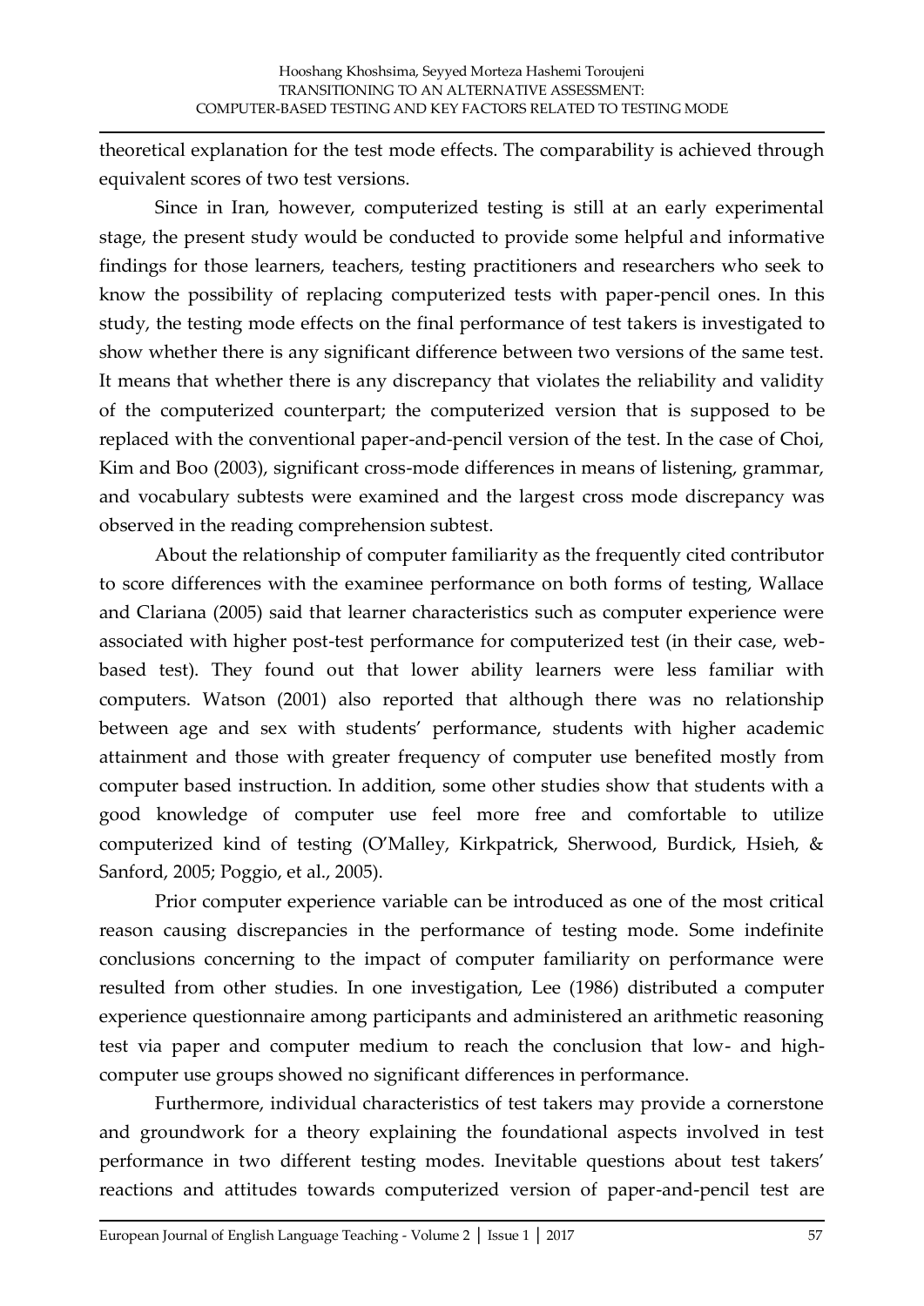theoretical explanation for the test mode effects. The comparability is achieved through equivalent scores of two test versions.

Since in Iran, however, computerized testing is still at an early experimental stage, the present study would be conducted to provide some helpful and informative findings for those learners, teachers, testing practitioners and researchers who seek to know the possibility of replacing computerized tests with paper-pencil ones. In this study, the testing mode effects on the final performance of test takers is investigated to show whether there is any significant difference between two versions of the same test. It means that whether there is any discrepancy that violates the reliability and validity of the computerized counterpart; the computerized version that is supposed to be replaced with the conventional paper-and-pencil version of the test. In the case of Choi, Kim and Boo (2003), significant cross-mode differences in means of listening, grammar, and vocabulary subtests were examined and the largest cross mode discrepancy was observed in the reading comprehension subtest.

About the relationship of computer familiarity as the frequently cited contributor to score differences with the examinee performance on both forms of testing, Wallace and Clariana (2005) said that learner characteristics such as computer experience were associated with higher post-test performance for computerized test (in their case, web-based test). They found out that lower ability learners were less familiar with computers. Watson (2001) also reported that although there was no relationship between age and sex with students' performance, students with higher academic attainment and those with greater frequency of computer use benefited mostly from computer based instruction. In addition, some other studies show that students with a good knowledge of computer use feel more free and comfortable to utilize computerized kind of testing (O'Malley, Kirkpatrick, Sherwood, Burdick, Hsieh, & Sanford, 2005; Poggio, et al., 2005).

Prior computer experience variable can be introduced as one of the most critical reason causing discrepancies in the performance of testing mode. Some indefinite conclusions concerning to the impact of computer familiarity on performance were resulted from other studies. In one investigation, Lee (1986) distributed a computer experience questionnaire among participants and administered an arithmetic reasoning test via paper and computer medium to reach the conclusion that low- and high-computer use groups showed no significant differences in performance.

Furthermore, individual characteristics of test takers may provide a cornerstone and groundwork for a theory explaining the foundational aspects involved in test performance in two different testing modes. Inevitable questions about test takers' reactions and attitudes towards computerized version of paper-and-pencil test are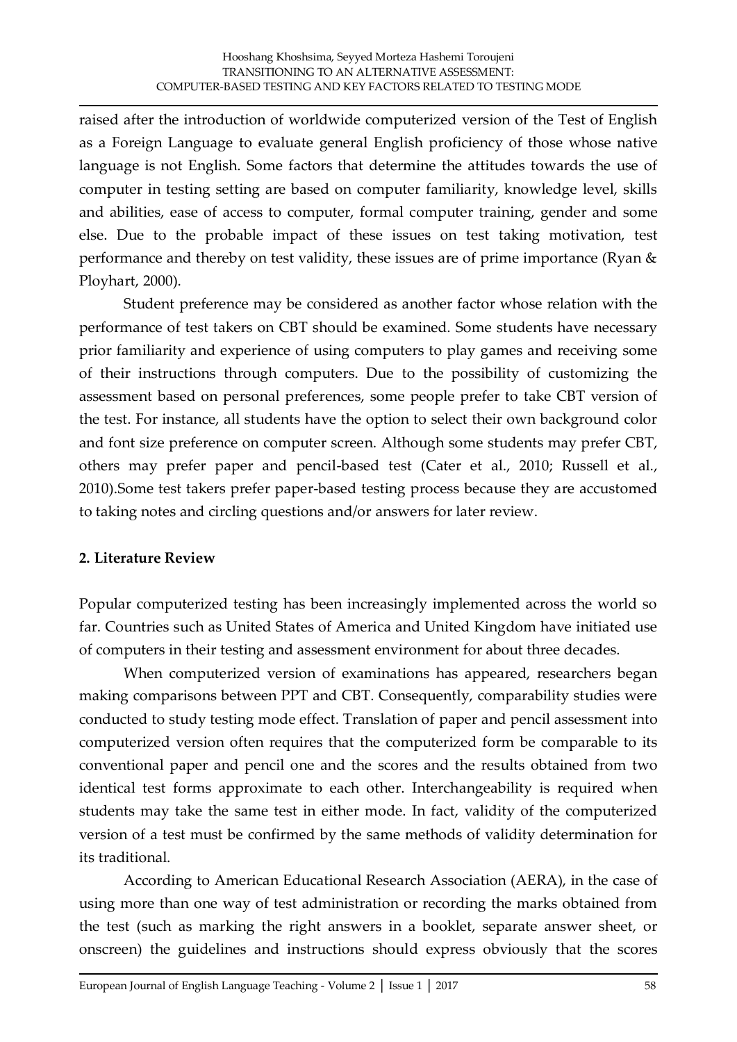raised after the introduction of worldwide computerized version of the Test of English as a Foreign Language to evaluate general English proficiency of those whose native language is not English. Some factors that determine the attitudes towards the use of computer in testing setting are based on computer familiarity, knowledge level, skills and abilities, ease of access to computer, formal computer training, gender and some else. Due to the probable impact of these issues on test taking motivation, test performance and thereby on test validity, these issues are of prime importance (Ryan & Ployhart, 2000).

Student preference may be considered as another factor whose relation with the performance of test takers on CBT should be examined. Some students have necessary prior familiarity and experience of using computers to play games and receiving some of their instructions through computers. Due to the possibility of customizing the assessment based on personal preferences, some people prefer to take CBT version of the test. For instance, all students have the option to select their own background color and font size preference on computer screen. Although some students may prefer CBT, others may prefer paper and pencil-based test (Cater et al., 2010; Russell et al., 2010).Some test takers prefer paper-based testing process because they are accustomed to taking notes and circling questions and/or answers for later review.

## 2. Literature Review

Popular computerized testing has been increasingly implemented across the world so far. Countries such as United States of America and United Kingdom have initiated use of computers in their testing and assessment environment for about three decades.

When computerized version of examinations has appeared, researchers began making comparisons between PPT and CBT. Consequently, comparability studies were conducted to study testing mode effect. Translation of paper and pencil assessment into computerized version often requires that the computerized form be comparable to its conventional paper and pencil one and the scores and the results obtained from two identical test forms approximate to each other. Interchangeability is required when students may take the same test in either mode. In fact, validity of the computerized version of a test must be confirmed by the same methods of validity determination for its traditional.

According to American Educational Research Association (AERA), in the case of using more than one way of test administration or recording the marks obtained from the test (such as marking the right answers in a booklet, separate answer sheet, or onscreen) the guidelines and instructions should express obviously that the scores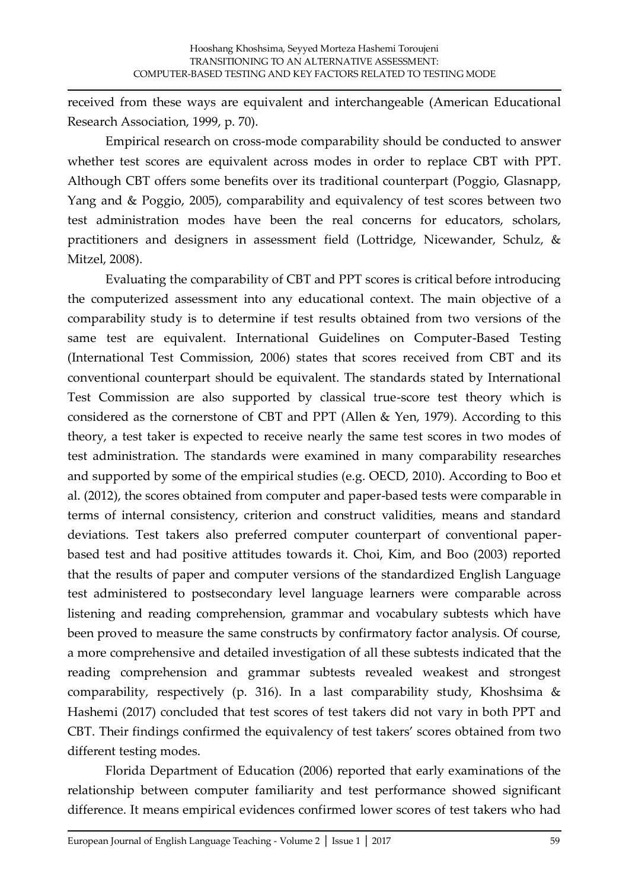received from these ways are equivalent and interchangeable (American Educational Research Association, 1999, p. 70).

Empirical research on cross-mode comparability should be conducted to answer whether test scores are equivalent across modes in order to replace CBT with PPT. Although CBT offers some benefits over its traditional counterpart (Poggio, Glasnapp, Yang and & Poggio, 2005), comparability and equivalency of test scores between two test administration modes have been the real concerns for educators, scholars, practitioners and designers in assessment field (Lottridge, Nicewander, Schulz, & Mitzel, 2008).

Evaluating the comparability of CBT and PPT scores is critical before introducing the computerized assessment into any educational context. The main objective of a comparability study is to determine if test results obtained from two versions of the same test are equivalent. International Guidelines on Computer-Based Testing (International Test Commission, 2006) states that scores received from CBT and its conventional counterpart should be equivalent. The standards stated by International Test Commission are also supported by classical true-score test theory which is considered as the cornerstone of CBT and PPT (Allen & Yen, 1979). According to this theory, a test taker is expected to receive nearly the same test scores in two modes of test administration. The standards were examined in many comparability researches and supported by some of the empirical studies (e.g. OECD, 2010). According to Boo et al. (2012), the scores obtained from computer and paper-based tests were comparable in terms of internal consistency, criterion and construct validities, means and standard deviations. Test takers also preferred computer counterpart of conventional paper-based test and had positive attitudes towards it. Choi, Kim, and Boo (2003) reported that the results of paper and computer versions of the standardized English Language test administered to postsecondary level language learners were comparable across listening and reading comprehension, grammar and vocabulary subtests which have been proved to measure the same constructs by confirmatory factor analysis. Of course, a more comprehensive and detailed investigation of all these subtests indicated that the reading comprehension and grammar subtests revealed weakest and strongest comparability, respectively (p. 316). In a last comparability study, Khoshsima & Hashemi (2017) concluded that test scores of test takers did not vary in both PPT and CBT. Their findings confirmed the equivalency of test takers' scores obtained from two different testing modes.

Florida Department of Education (2006) reported that early examinations of the relationship between computer familiarity and test performance showed significant difference. It means empirical evidences confirmed lower scores of test takers who had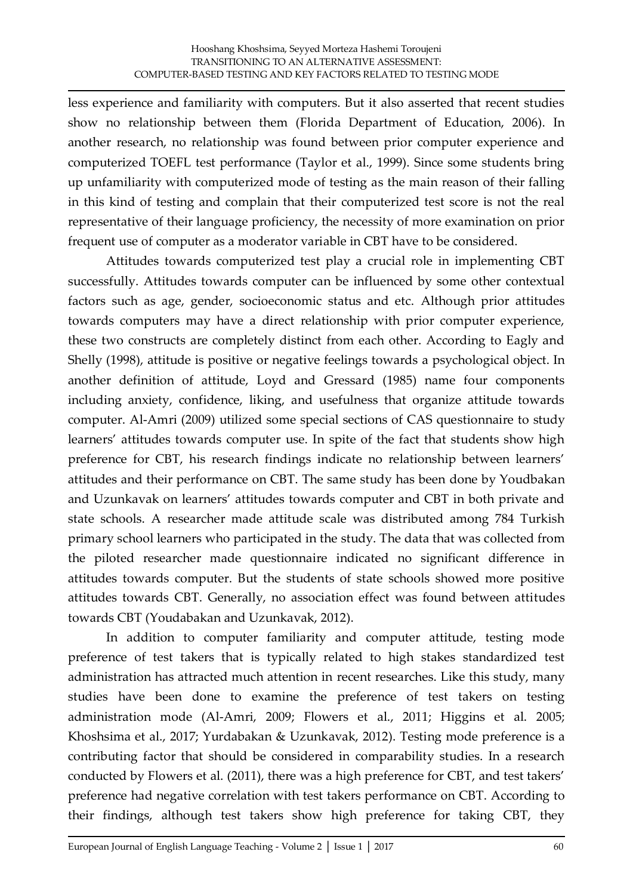less experience and familiarity with computers. But it also asserted that recent studies show no relationship between them (Florida Department of Education, 2006). In another research, no relationship was found between prior computer experience and computerized TOEFL test performance (Taylor et al., 1999). Since some students bring up unfamiliarity with computerized mode of testing as the main reason of their falling in this kind of testing and complain that their computerized test score is not the real representative of their language proficiency, the necessity of more examination on prior frequent use of computer as a moderator variable in CBT have to be considered.

Attitudes towards computerized test play a crucial role in implementing CBT successfully. Attitudes towards computer can be influenced by some other contextual factors such as age, gender, socioeconomic status and etc. Although prior attitudes towards computers may have a direct relationship with prior computer experience, these two constructs are completely distinct from each other. According to Eagly and Shelly (1998), attitude is positive or negative feelings towards a psychological object. In another definition of attitude, Loyd and Gressard (1985) name four components including anxiety, confidence, liking, and usefulness that organize attitude towards computer. Al-Amri (2009) utilized some special sections of CAS questionnaire to study learners' attitudes towards computer use. In spite of the fact that students show high preference for CBT, his research findings indicate no relationship between learners' attitudes and their performance on CBT. The same study has been done by Youdbakan and Uzunkavak on learners' attitudes towards computer and CBT in both private and state schools. A researcher made attitude scale was distributed among 784 Turkish primary school learners who participated in the study. The data that was collected from the piloted researcher made questionnaire indicated no significant difference in attitudes towards computer. But the students of state schools showed more positive attitudes towards CBT. Generally, no association effect was found between attitudes towards CBT (Youdabakan and Uzunkavak, 2012).

In addition to computer familiarity and computer attitude, testing mode preference of test takers that is typically related to high stakes standardized test administration has attracted much attention in recent researches. Like this study, many studies have been done to examine the preference of test takers on testing administration mode (Al-Amri, 2009; Flowers et al., 2011; Higgins et al. 2005; Khoshsima et al., 2017; Yurdabakan & Uzunkavak, 2012). Testing mode preference is a contributing factor that should be considered in comparability studies. In a research conducted by Flowers et al. (2011), there was a high preference for CBT, and test takers' preference had negative correlation with test takers performance on CBT. According to their findings, although test takers show high preference for taking CBT, they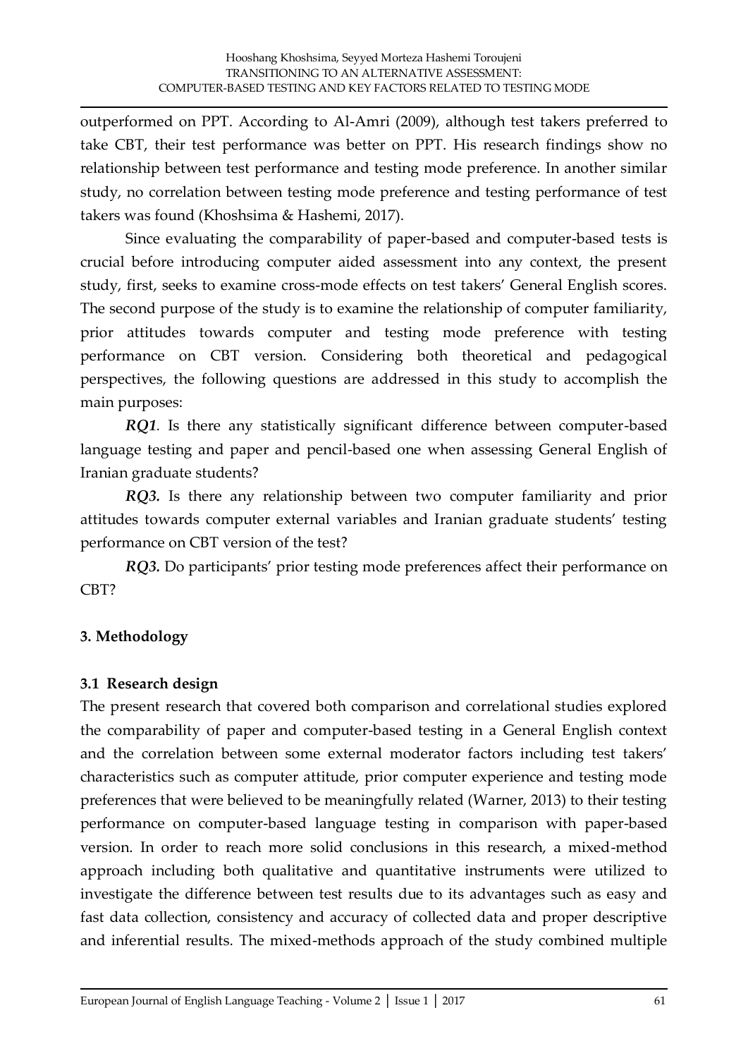outperformed on PPT. According to Al-Amri (2009), although test takers preferred to take CBT, their test performance was better on PPT. His research findings show no relationship between test performance and testing mode preference. In another similar study, no correlation between testing mode preference and testing performance of test takers was found (Khoshsima & Hashemi, 2017).

Since evaluating the comparability of paper-based and computer-based tests is crucial before introducing computer aided assessment into any context, the present study, first, seeks to examine cross-mode effects on test takers' General English scores. The second purpose of the study is to examine the relationship of computer familiarity, prior attitudes towards computer and testing mode preference with testing performance on CBT version. Considering both theoretical and pedagogical perspectives, the following questions are addressed in this study to accomplish the main purposes:

***RQ1***. Is there any statistically significant difference between computer-based language testing and paper and pencil-based one when assessing General English of Iranian graduate students?

***RQ3.*** Is there any relationship between two computer familiarity and prior attitudes towards computer external variables and Iranian graduate students' testing performance on CBT version of the test?

***RQ3.*** Do participants' prior testing mode preferences affect their performance on CBT?

## 3. Methodology

### 3.1 Research design

The present research that covered both comparison and correlational studies explored the comparability of paper and computer-based testing in a General English context and the correlation between some external moderator factors including test takers' characteristics such as computer attitude, prior computer experience and testing mode preferences that were believed to be meaningfully related (Warner, 2013) to their testing performance on computer-based language testing in comparison with paper-based version. In order to reach more solid conclusions in this research, a mixed-method approach including both qualitative and quantitative instruments were utilized to investigate the difference between test results due to its advantages such as easy and fast data collection, consistency and accuracy of collected data and proper descriptive and inferential results. The mixed-methods approach of the study combined multiple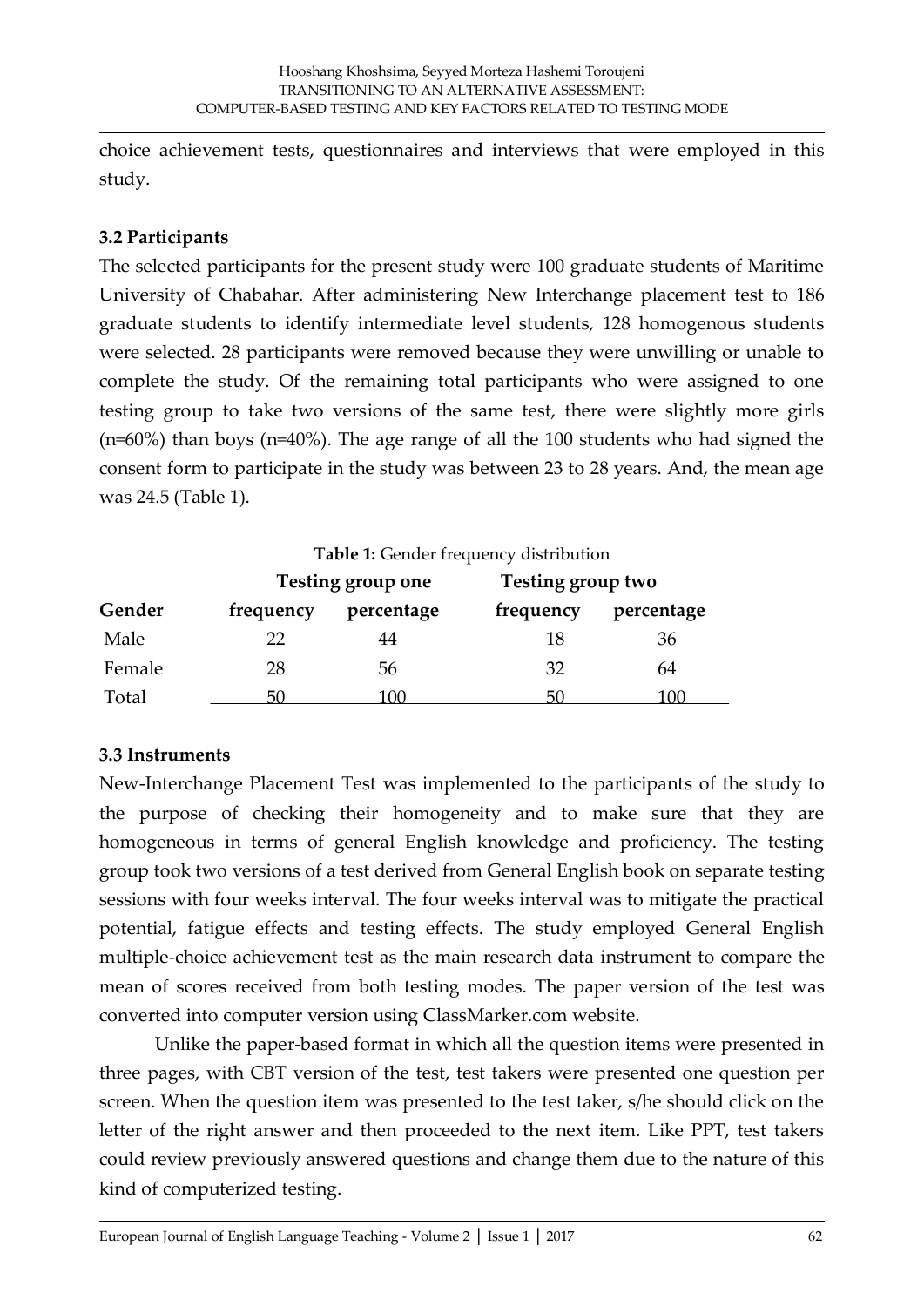choice achievement tests, questionnaires and interviews that were employed in this study.

### 3.2 Participants

The selected participants for the present study were 100 graduate students of Maritime University of Chabahar. After administering New Interchange placement test to 186 graduate students to identify intermediate level students, 128 homogenous students were selected. 28 participants were removed because they were unwilling or unable to complete the study. Of the remaining total participants who were assigned to one testing group to take two versions of the same test, there were slightly more girls (n=60%) than boys (n=40%). The age range of all the 100 students who had signed the consent form to participate in the study was between 23 to 28 years. And, the mean age was 24.5 (Table 1).

**Table 1:** Gender frequency distribution

| | Testing group one | | Testing group two | |
|---|---|---|---|---|
| **Gender** | **frequency** | **percentage** | **frequency** | **percentage** |
| Male | 22 | 44 | 18 | 36 |
| Female | 28 | 56 | 32 | 64 |
| Total | 50 | 100 | 50 | 100 |

### 3.3 Instruments

New-Interchange Placement Test was implemented to the participants of the study to the purpose of checking their homogeneity and to make sure that they are homogeneous in terms of general English knowledge and proficiency. The testing group took two versions of a test derived from General English book on separate testing sessions with four weeks interval. The four weeks interval was to mitigate the practical potential, fatigue effects and testing effects. The study employed General English multiple-choice achievement test as the main research data instrument to compare the mean of scores received from both testing modes. The paper version of the test was converted into computer version using ClassMarker.com website.

Unlike the paper-based format in which all the question items were presented in three pages, with CBT version of the test, test takers were presented one question per screen. When the question item was presented to the test taker, s/he should click on the letter of the right answer and then proceeded to the next item. Like PPT, test takers could review previously answered questions and change them due to the nature of this kind of computerized testing.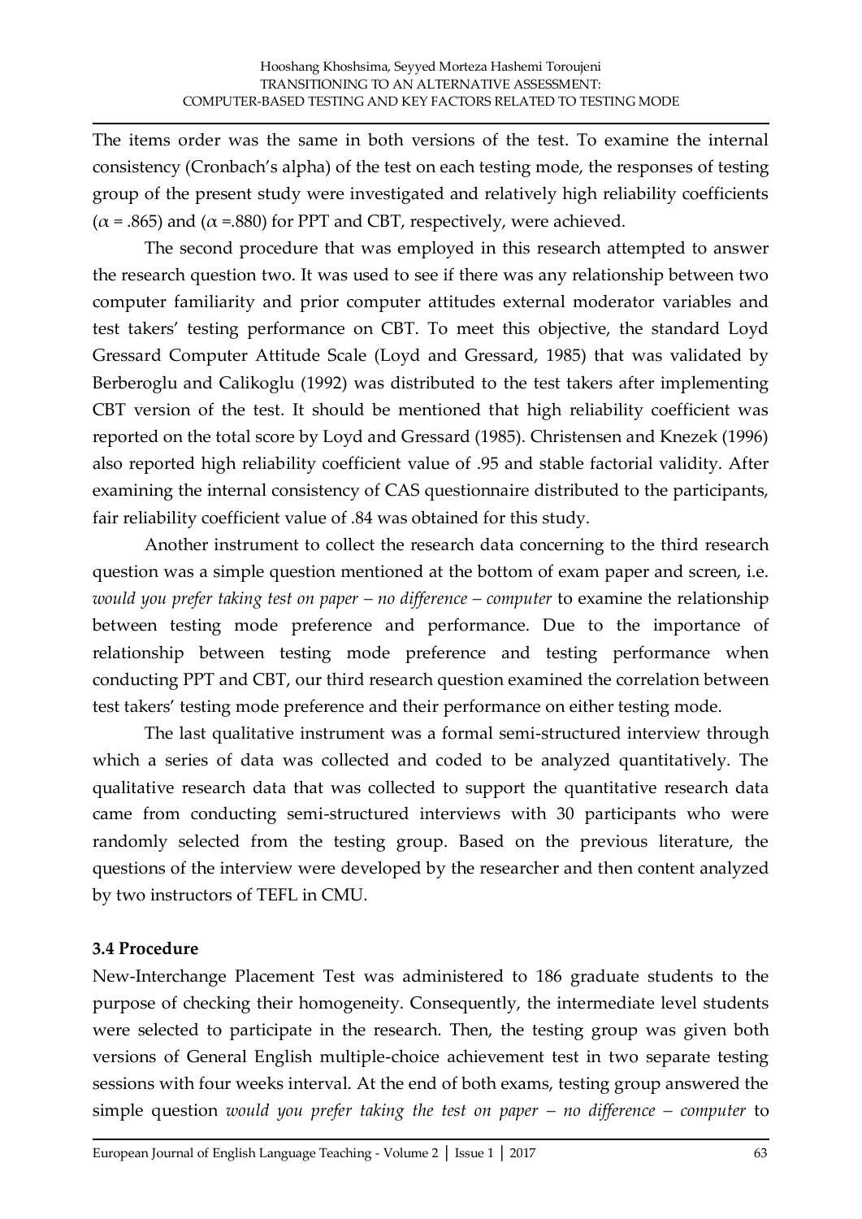The items order was the same in both versions of the test. To examine the internal consistency (Cronbach's alpha) of the test on each testing mode, the responses of testing group of the present study were investigated and relatively high reliability coefficients ($\alpha$ = .865) and ($\alpha$ =.880) for PPT and CBT, respectively, were achieved.

The second procedure that was employed in this research attempted to answer the research question two. It was used to see if there was any relationship between two computer familiarity and prior computer attitudes external moderator variables and test takers' testing performance on CBT. To meet this objective, the standard Loyd Gressard Computer Attitude Scale (Loyd and Gressard, 1985) that was validated by Berberoglu and Calikoglu (1992) was distributed to the test takers after implementing CBT version of the test. It should be mentioned that high reliability coefficient was reported on the total score by Loyd and Gressard (1985). Christensen and Knezek (1996) also reported high reliability coefficient value of .95 and stable factorial validity. After examining the internal consistency of CAS questionnaire distributed to the participants, fair reliability coefficient value of .84 was obtained for this study.

Another instrument to collect the research data concerning to the third research question was a simple question mentioned at the bottom of exam paper and screen, i.e. *would you prefer taking test on paper – no difference – computer* to examine the relationship between testing mode preference and performance. Due to the importance of relationship between testing mode preference and testing performance when conducting PPT and CBT, our third research question examined the correlation between test takers' testing mode preference and their performance on either testing mode.

The last qualitative instrument was a formal semi-structured interview through which a series of data was collected and coded to be analyzed quantitatively. The qualitative research data that was collected to support the quantitative research data came from conducting semi-structured interviews with 30 participants who were randomly selected from the testing group. Based on the previous literature, the questions of the interview were developed by the researcher and then content analyzed by two instructors of TEFL in CMU.

### 3.4 Procedure

New-Interchange Placement Test was administered to 186 graduate students to the purpose of checking their homogeneity. Consequently, the intermediate level students were selected to participate in the research. Then, the testing group was given both versions of General English multiple-choice achievement test in two separate testing sessions with four weeks interval. At the end of both exams, testing group answered the simple question *would you prefer taking the test on paper – no difference – computer* to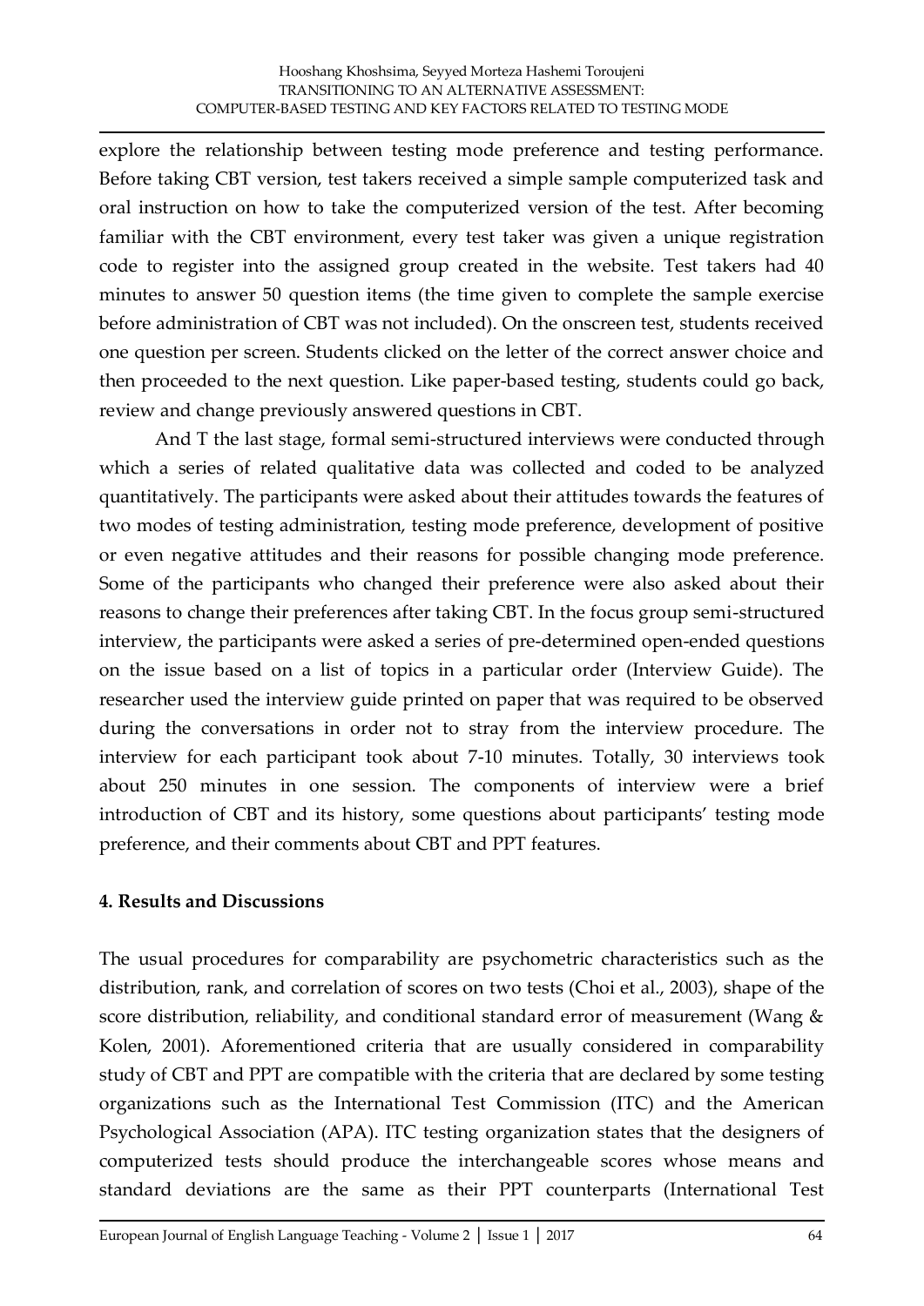explore the relationship between testing mode preference and testing performance. Before taking CBT version, test takers received a simple sample computerized task and oral instruction on how to take the computerized version of the test. After becoming familiar with the CBT environment, every test taker was given a unique registration code to register into the assigned group created in the website. Test takers had 40 minutes to answer 50 question items (the time given to complete the sample exercise before administration of CBT was not included). On the onscreen test, students received one question per screen. Students clicked on the letter of the correct answer choice and then proceeded to the next question. Like paper-based testing, students could go back, review and change previously answered questions in CBT.

And T the last stage, formal semi-structured interviews were conducted through which a series of related qualitative data was collected and coded to be analyzed quantitatively. The participants were asked about their attitudes towards the features of two modes of testing administration, testing mode preference, development of positive or even negative attitudes and their reasons for possible changing mode preference. Some of the participants who changed their preference were also asked about their reasons to change their preferences after taking CBT. In the focus group semi-structured interview, the participants were asked a series of pre-determined open-ended questions on the issue based on a list of topics in a particular order (Interview Guide). The researcher used the interview guide printed on paper that was required to be observed during the conversations in order not to stray from the interview procedure. The interview for each participant took about 7-10 minutes. Totally, 30 interviews took about 250 minutes in one session. The components of interview were a brief introduction of CBT and its history, some questions about participants' testing mode preference, and their comments about CBT and PPT features.

## 4. Results and Discussions

The usual procedures for comparability are psychometric characteristics such as the distribution, rank, and correlation of scores on two tests (Choi et al., 2003), shape of the score distribution, reliability, and conditional standard error of measurement (Wang & Kolen, 2001). Aforementioned criteria that are usually considered in comparability study of CBT and PPT are compatible with the criteria that are declared by some testing organizations such as the International Test Commission (ITC) and the American Psychological Association (APA). ITC testing organization states that the designers of computerized tests should produce the interchangeable scores whose means and standard deviations are the same as their PPT counterparts (International Test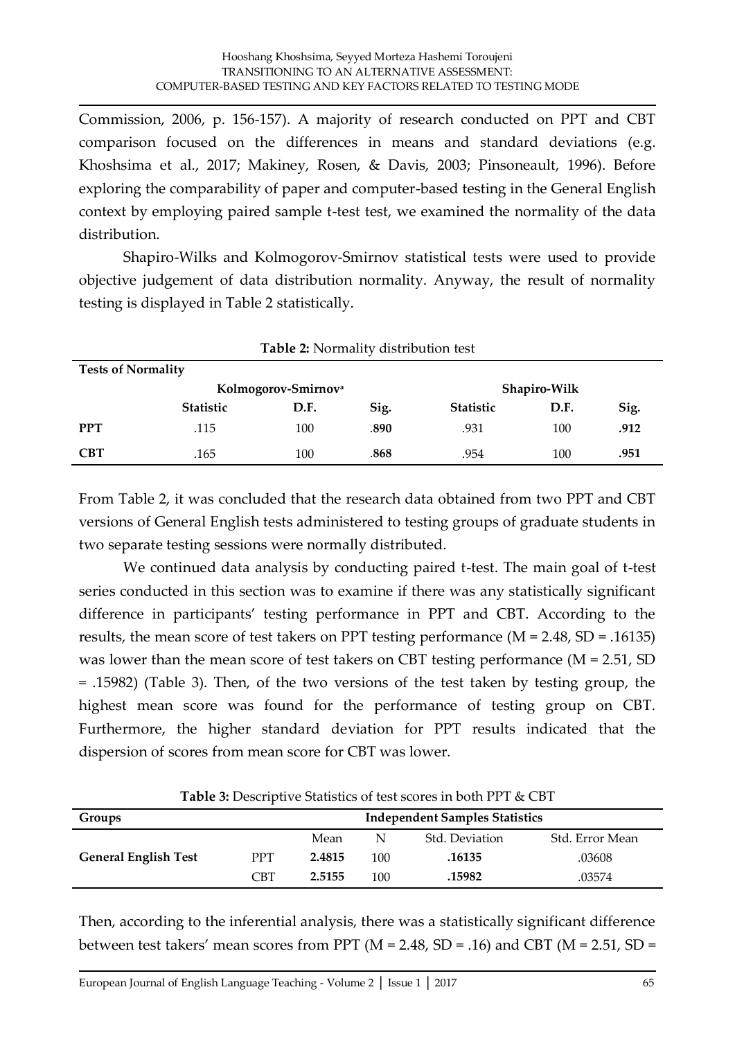Commission, 2006, p. 156-157). A majority of research conducted on PPT and CBT comparison focused on the differences in means and standard deviations (e.g. Khoshsima et al., 2017; Makiney, Rosen, & Davis, 2003; Pinsoneault, 1996). Before exploring the comparability of paper and computer-based testing in the General English context by employing paired sample t-test test, we examined the normality of the data distribution.

Shapiro-Wilks and Kolmogorov-Smirnov statistical tests were used to provide objective judgement of data distribution normality. Anyway, the result of normality testing is displayed in Table 2 statistically.

**Table 2:** Normality distribution test

| **Tests of Normality** | | | | | | |
|---|---|---|---|---|---|---|
| | **Kolmogorov-Smirnov**[a] | | | **Shapiro-Wilk** | | |
| | **Statistic** | **D.F.** | **Sig.** | **Statistic** | **D.F.** | **Sig.** |
| **PPT** | .115 | 100 | **.890** | .931 | 100 | **.912** |
| **CBT** | .165 | 100 | **.868** | .954 | 100 | **.951** |

From Table 2, it was concluded that the research data obtained from two PPT and CBT versions of General English tests administered to testing groups of graduate students in two separate testing sessions were normally distributed.

We continued data analysis by conducting paired t-test. The main goal of t-test series conducted in this section was to examine if there was any statistically significant difference in participants' testing performance in PPT and CBT. According to the results, the mean score of test takers on PPT testing performance (M = 2.48, SD = .16135) was lower than the mean score of test takers on CBT testing performance (M = 2.51, SD = .15982) (Table 3). Then, of the two versions of the test taken by testing group, the highest mean score was found for the performance of testing group on CBT. Furthermore, the higher standard deviation for PPT results indicated that the dispersion of scores from mean score for CBT was lower.

**Table 3:** Descriptive Statistics of test scores in both PPT & CBT

| **Groups** | **Independent Samples Statistics** | | | | |
|---|---|---|---|---|---|
| | | Mean | N | Std. Deviation | Std. Error Mean |
| **General English Test** | PPT | **2.4815** | 100 | **.16135** | .03608 |
| | CBT | **2.5155** | 100 | **.15982** | .03574 |

Then, according to the inferential analysis, there was a statistically significant difference between test takers' mean scores from PPT (M = 2.48, SD = .16) and CBT (M = 2.51, SD =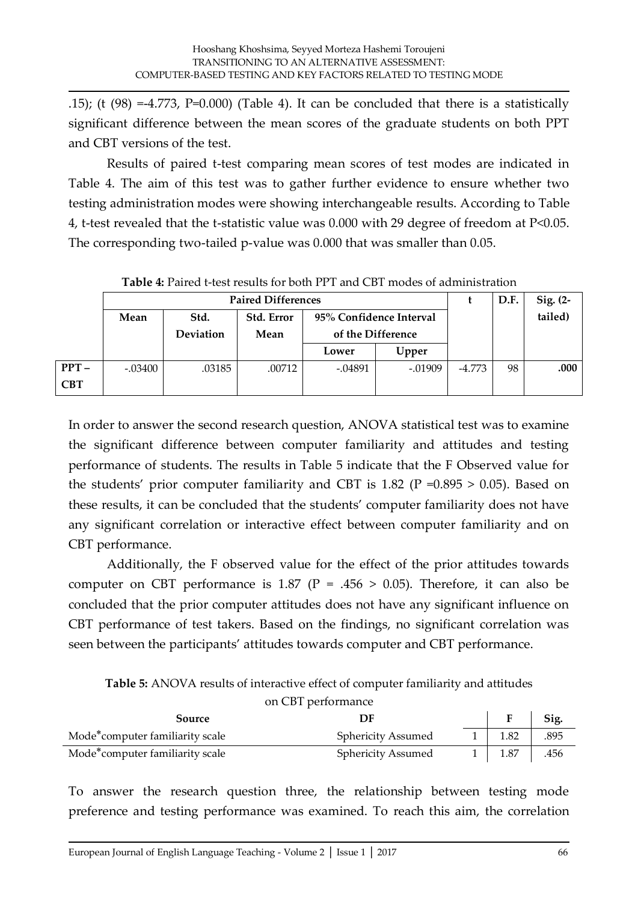.15); (t (98) =-4.773, P=0.000) (Table 4). It can be concluded that there is a statistically significant difference between the mean scores of the graduate students on both PPT and CBT versions of the test.

Results of paired t-test comparing mean scores of test modes are indicated in Table 4. The aim of this test was to gather further evidence to ensure whether two testing administration modes were showing interchangeable results. According to Table 4, t-test revealed that the t-statistic value was 0.000 with 29 degree of freedom at P<0.05. The corresponding two-tailed p-value was 0.000 that was smaller than 0.05.

**Table 4:** Paired t-test results for both PPT and CBT modes of administration

| | Paired Differences | | | | | t | D.F. | Sig. (2-tailed) |
|---|---|---|---|---|---|---|---|---|
| | Mean | Std. Deviation | Std. Error Mean | 95% Confidence Interval of the Difference | | | | |
| | | | | Lower | Upper | | | |
| **PPT – CBT** | -.03400 | .03185 | .00712 | -.04891 | -.01909 | -4.773 | 98 | **.000** |

In order to answer the second research question, ANOVA statistical test was to examine the significant difference between computer familiarity and attitudes and testing performance of students. The results in Table 5 indicate that the F Observed value for the students' prior computer familiarity and CBT is 1.82 (P =0.895 > 0.05). Based on these results, it can be concluded that the students' computer familiarity does not have any significant correlation or interactive effect between computer familiarity and on CBT performance.

Additionally, the F observed value for the effect of the prior attitudes towards computer on CBT performance is 1.87 (P = .456 > 0.05). Therefore, it can also be concluded that the prior computer attitudes does not have any significant influence on CBT performance of test takers. Based on the findings, no significant correlation was seen between the participants' attitudes towards computer and CBT performance.

**Table 5:** ANOVA results of interactive effect of computer familiarity and attitudes on CBT performance

| Source | DF | | F | Sig. |
|---|---|---|---|---|
| Mode*computer familiarity scale | Sphericity Assumed | 1 | 1.82 | .895 |
| Mode*computer familiarity scale | Sphericity Assumed | 1 | 1.87 | .456 |

To answer the research question three, the relationship between testing mode preference and testing performance was examined. To reach this aim, the correlation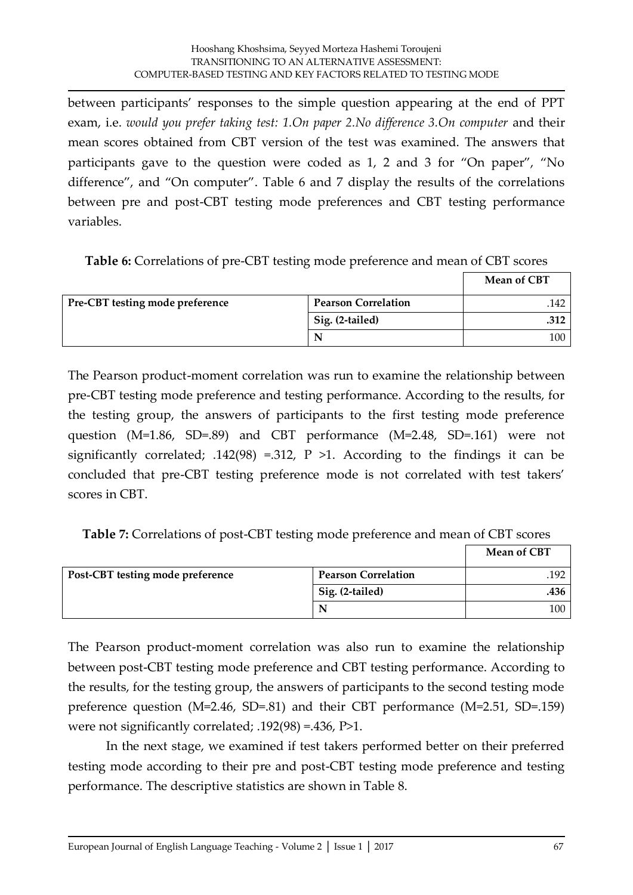between participants' responses to the simple question appearing at the end of PPT exam, i.e. *would you prefer taking test: 1.On paper 2.No difference 3.On computer* and their mean scores obtained from CBT version of the test was examined. The answers that participants gave to the question were coded as 1, 2 and 3 for "On paper", "No difference", and "On computer". Table 6 and 7 display the results of the correlations between pre and post-CBT testing mode preferences and CBT testing performance variables.

**Table 6:** Correlations of pre-CBT testing mode preference and mean of CBT scores

| | | **Mean of CBT** |
|---|---|---|
| **Pre-CBT testing mode preference** | **Pearson Correlation** | .142 |
| | **Sig. (2-tailed)** | **.312** |
| | **N** | 100 |

The Pearson product-moment correlation was run to examine the relationship between pre-CBT testing mode preference and testing performance. According to the results, for the testing group, the answers of participants to the first testing mode preference question (M=1.86, SD=.89) and CBT performance (M=2.48, SD=.161) were not significantly correlated; .142(98) =.312, P >1. According to the findings it can be concluded that pre-CBT testing preference mode is not correlated with test takers' scores in CBT.

**Table 7:** Correlations of post-CBT testing mode preference and mean of CBT scores

| | | **Mean of CBT** |
|---|---|---|
| **Post-CBT testing mode preference** | **Pearson Correlation** | .192 |
| | **Sig. (2-tailed)** | **.436** |
| | **N** | 100 |

The Pearson product-moment correlation was also run to examine the relationship between post-CBT testing mode preference and CBT testing performance. According to the results, for the testing group, the answers of participants to the second testing mode preference question (M=2.46, SD=.81) and their CBT performance (M=2.51, SD=.159) were not significantly correlated; .192(98) =.436, P>1.

In the next stage, we examined if test takers performed better on their preferred testing mode according to their pre and post-CBT testing mode preference and testing performance. The descriptive statistics are shown in Table 8.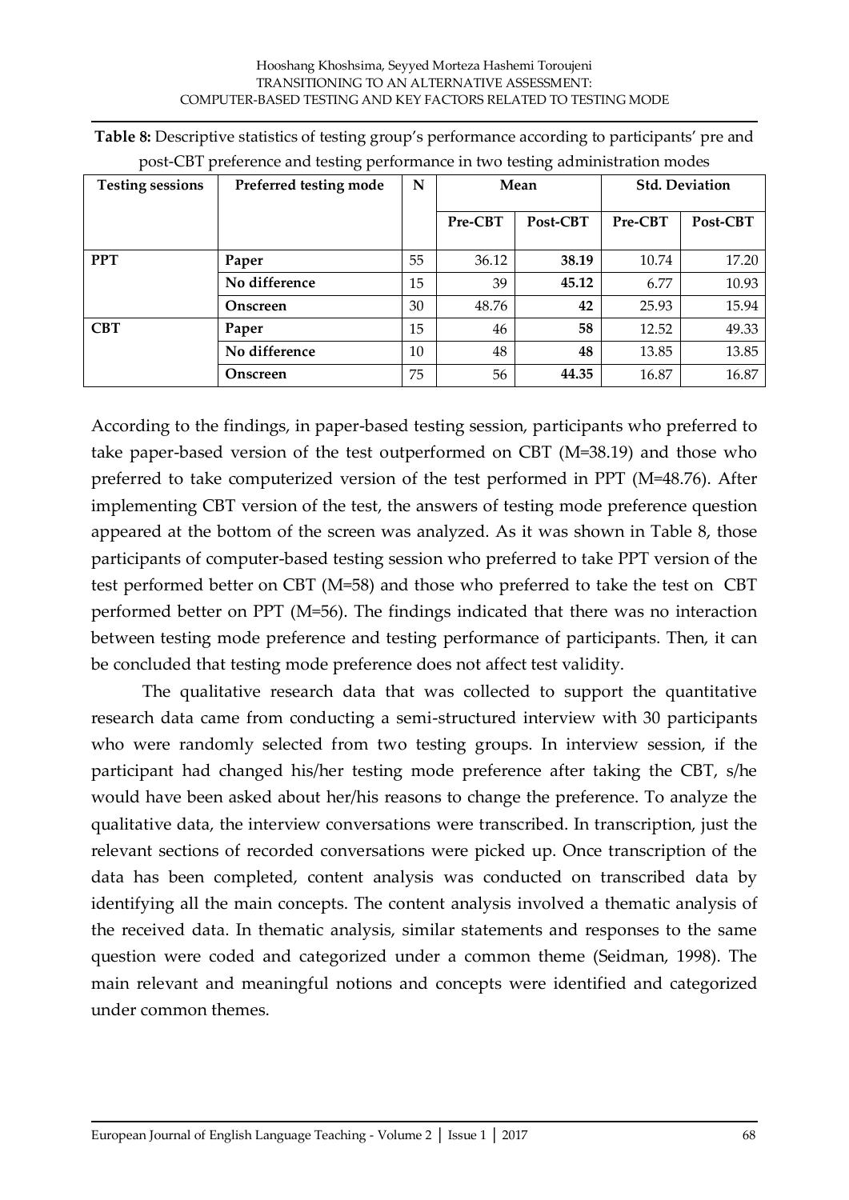**Table 8:** Descriptive statistics of testing group's performance according to participants' pre and post-CBT preference and testing performance in two testing administration modes

| Testing sessions | Preferred testing mode | N | Mean | | Std. Deviation | |
|---|---|---|---|---|---|---|
| | | | Pre-CBT | Post-CBT | Pre-CBT | Post-CBT |
| **PPT** | **Paper** | 55 | 36.12 | **38.19** | 10.74 | 17.20 |
| | **No difference** | 15 | 39 | **45.12** | 6.77 | 10.93 |
| | **Onscreen** | 30 | 48.76 | **42** | 25.93 | 15.94 |
| **CBT** | **Paper** | 15 | 46 | **58** | 12.52 | 49.33 |
| | **No difference** | 10 | 48 | **48** | 13.85 | 13.85 |
| | **Onscreen** | 75 | 56 | **44.35** | 16.87 | 16.87 |

According to the findings, in paper-based testing session, participants who preferred to take paper-based version of the test outperformed on CBT (M=38.19) and those who preferred to take computerized version of the test performed in PPT (M=48.76). After implementing CBT version of the test, the answers of testing mode preference question appeared at the bottom of the screen was analyzed. As it was shown in Table 8, those participants of computer-based testing session who preferred to take PPT version of the test performed better on CBT (M=58) and those who preferred to take the test on CBT performed better on PPT (M=56). The findings indicated that there was no interaction between testing mode preference and testing performance of participants. Then, it can be concluded that testing mode preference does not affect test validity.

The qualitative research data that was collected to support the quantitative research data came from conducting a semi-structured interview with 30 participants who were randomly selected from two testing groups. In interview session, if the participant had changed his/her testing mode preference after taking the CBT, s/he would have been asked about her/his reasons to change the preference. To analyze the qualitative data, the interview conversations were transcribed. In transcription, just the relevant sections of recorded conversations were picked up. Once transcription of the data has been completed, content analysis was conducted on transcribed data by identifying all the main concepts. The content analysis involved a thematic analysis of the received data. In thematic analysis, similar statements and responses to the same question were coded and categorized under a common theme (Seidman, 1998). The main relevant and meaningful notions and concepts were identified and categorized under common themes.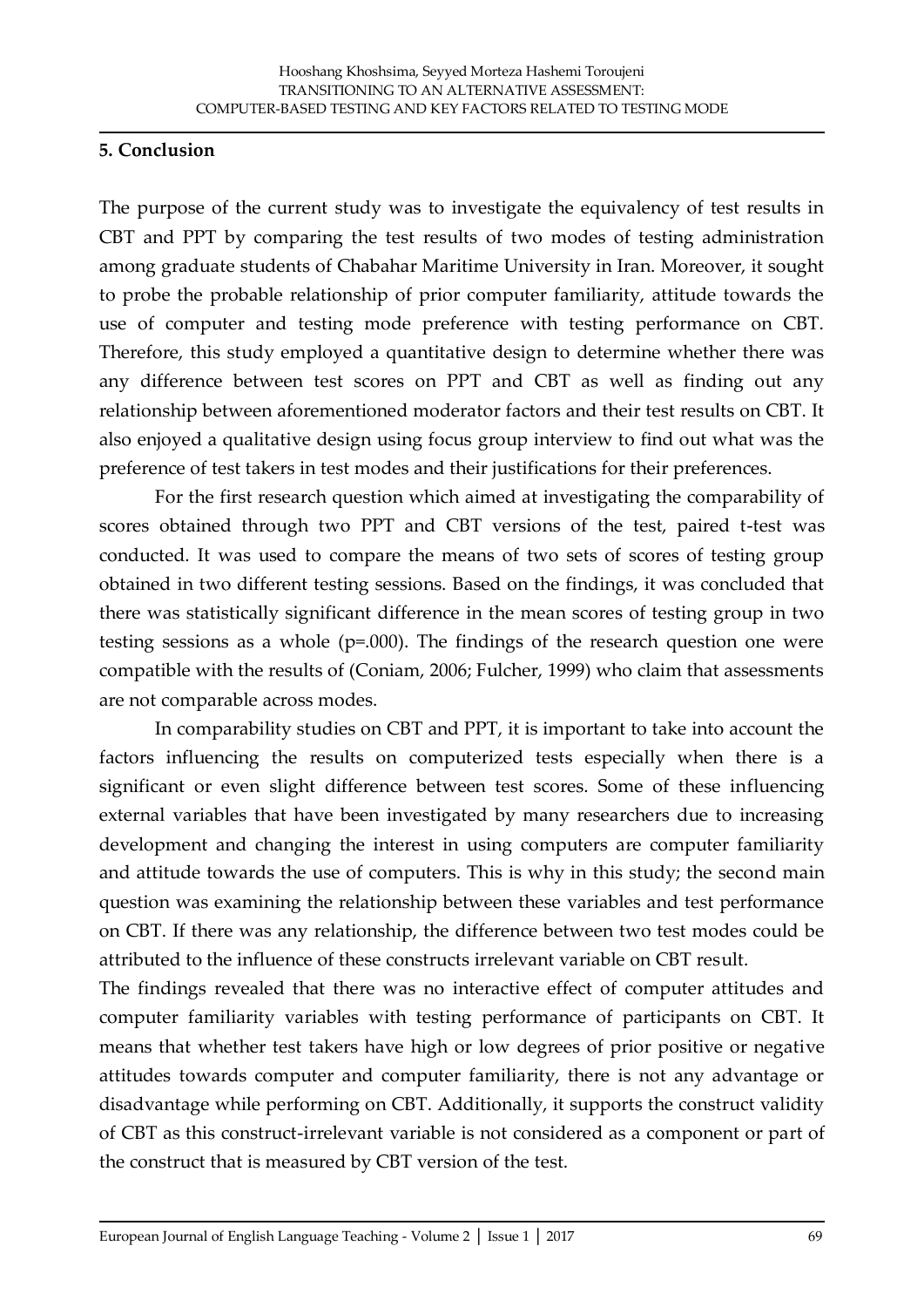## 5. Conclusion

The purpose of the current study was to investigate the equivalency of test results in CBT and PPT by comparing the test results of two modes of testing administration among graduate students of Chabahar Maritime University in Iran. Moreover, it sought to probe the probable relationship of prior computer familiarity, attitude towards the use of computer and testing mode preference with testing performance on CBT. Therefore, this study employed a quantitative design to determine whether there was any difference between test scores on PPT and CBT as well as finding out any relationship between aforementioned moderator factors and their test results on CBT. It also enjoyed a qualitative design using focus group interview to find out what was the preference of test takers in test modes and their justifications for their preferences.

For the first research question which aimed at investigating the comparability of scores obtained through two PPT and CBT versions of the test, paired t-test was conducted. It was used to compare the means of two sets of scores of testing group obtained in two different testing sessions. Based on the findings, it was concluded that there was statistically significant difference in the mean scores of testing group in two testing sessions as a whole (p=.000). The findings of the research question one were compatible with the results of (Coniam, 2006; Fulcher, 1999) who claim that assessments are not comparable across modes.

In comparability studies on CBT and PPT, it is important to take into account the factors influencing the results on computerized tests especially when there is a significant or even slight difference between test scores. Some of these influencing external variables that have been investigated by many researchers due to increasing development and changing the interest in using computers are computer familiarity and attitude towards the use of computers. This is why in this study; the second main question was examining the relationship between these variables and test performance on CBT. If there was any relationship, the difference between two test modes could be attributed to the influence of these constructs irrelevant variable on CBT result.

The findings revealed that there was no interactive effect of computer attitudes and computer familiarity variables with testing performance of participants on CBT. It means that whether test takers have high or low degrees of prior positive or negative attitudes towards computer and computer familiarity, there is not any advantage or disadvantage while performing on CBT. Additionally, it supports the construct validity of CBT as this construct-irrelevant variable is not considered as a component or part of the construct that is measured by CBT version of the test.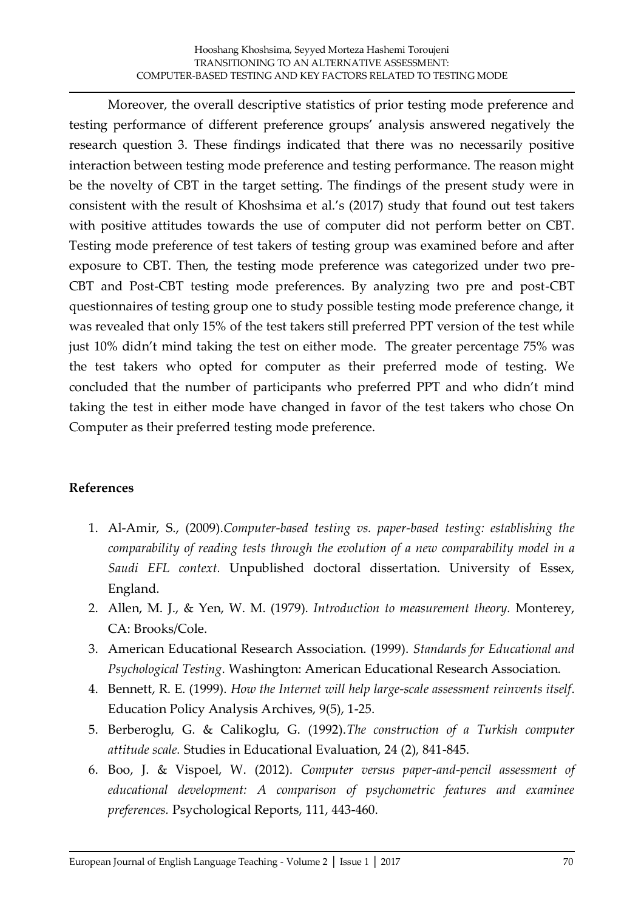Moreover, the overall descriptive statistics of prior testing mode preference and testing performance of different preference groups' analysis answered negatively the research question 3. These findings indicated that there was no necessarily positive interaction between testing mode preference and testing performance. The reason might be the novelty of CBT in the target setting. The findings of the present study were in consistent with the result of Khoshsima et al.'s (2017) study that found out test takers with positive attitudes towards the use of computer did not perform better on CBT. Testing mode preference of test takers of testing group was examined before and after exposure to CBT. Then, the testing mode preference was categorized under two pre-CBT and Post-CBT testing mode preferences. By analyzing two pre and post-CBT questionnaires of testing group one to study possible testing mode preference change, it was revealed that only 15% of the test takers still preferred PPT version of the test while just 10% didn't mind taking the test on either mode. The greater percentage 75% was the test takers who opted for computer as their preferred mode of testing. We concluded that the number of participants who preferred PPT and who didn't mind taking the test in either mode have changed in favor of the test takers who chose On Computer as their preferred testing mode preference.

## References

1. Al-Amir, S., (2009).*Computer-based testing vs. paper-based testing: establishing the comparability of reading tests through the evolution of a new comparability model in a Saudi EFL context.* Unpublished doctoral dissertation. University of Essex, England.
2. Allen, M. J., & Yen, W. M. (1979). *Introduction to measurement theory.* Monterey, CA: Brooks/Cole.
3. American Educational Research Association. (1999). *Standards for Educational and Psychological Testing*. Washington: American Educational Research Association.
4. Bennett, R. E. (1999). *How the Internet will help large-scale assessment reinvents itself*. Education Policy Analysis Archives, 9(5), 1-25.
5. Berberoglu, G. & Calikoglu, G. (1992).*The construction of a Turkish computer attitude scale.* Studies in Educational Evaluation, 24 (2), 841-845.
6. Boo, J. & Vispoel, W. (2012). *Computer versus paper-and-pencil assessment of educational development: A comparison of psychometric features and examinee preferences.* Psychological Reports, 111, 443-460.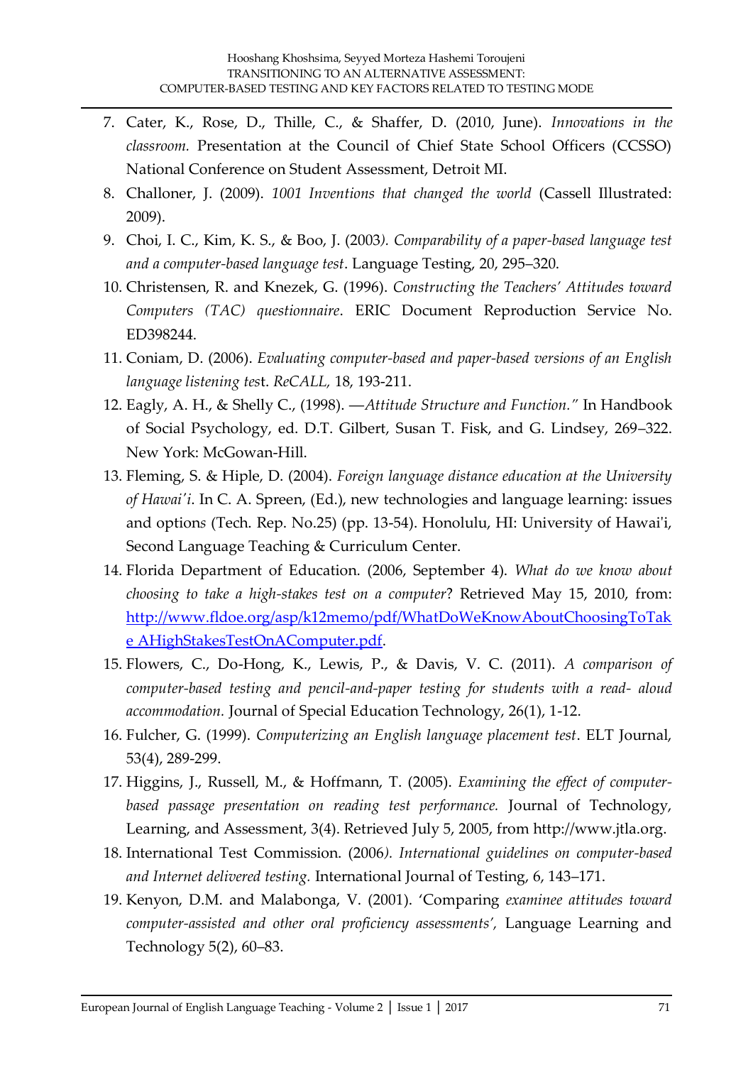7. Cater, K., Rose, D., Thille, C., & Shaffer, D. (2010, June). *Innovations in the classroom.* Presentation at the Council of Chief State School Officers (CCSSO) National Conference on Student Assessment, Detroit MI.
8. Challoner, J. (2009). *1001 Inventions that changed the world* (Cassell Illustrated: 2009).
9. Choi, I. C., Kim, K. S., & Boo, J. (2003*). Comparability of a paper-based language test and a computer-based language test*. Language Testing, 20, 295–320.
10. Christensen, R. and Knezek, G. (1996). *Constructing the Teachers' Attitudes toward Computers (TAC) questionnaire*. ERIC Document Reproduction Service No. ED398244.
11. Coniam, D. (2006). *Evaluating computer-based and paper-based versions of an English language listening tes*t. *ReCALL,* 18, 193-211.
12. Eagly, A. H., & Shelly C., (1998). ―*Attitude Structure and Function."* In Handbook of Social Psychology, ed. D.T. Gilbert, Susan T. Fisk, and G. Lindsey, 269–322. New York: McGowan-Hill.
13. Fleming, S. & Hiple, D. (2004). *Foreign language distance education at the University of Hawai'i*. In C. A. Spreen, (Ed.), new technologies and language learning: issues and options (Tech. Rep. No.25) (pp. 13-54). Honolulu, HI: University of Hawai'i, Second Language Teaching & Curriculum Center.
14. Florida Department of Education. (2006, September 4). *What do we know about choosing to take a high-stakes test on a computer*? Retrieved May 15, 2010, from: http://www.fldoe.org/asp/k12memo/pdf/WhatDoWeKnowAboutChoosingToTake AHighStakesTestOnAComputer.pdf.
15. Flowers, C., Do-Hong, K., Lewis, P., & Davis, V. C. (2011). *A comparison of computer-based testing and pencil-and-paper testing for students with a read- aloud accommodation.* Journal of Special Education Technology, 26(1), 1-12.
16. Fulcher, G. (1999). *Computerizing an English language placement test*. ELT Journal, 53(4), 289-299.
17. Higgins, J., Russell, M., & Hoffmann, T. (2005). *Examining the effect of computer-based passage presentation on reading test performance.* Journal of Technology, Learning, and Assessment, 3(4). Retrieved July 5, 2005, from http://www.jtla.org.
18. International Test Commission. (2006*). International guidelines on computer-based and Internet delivered testing.* International Journal of Testing, 6, 143–171.
19. Kenyon, D.M. and Malabonga, V. (2001). 'Comparing *examinee attitudes toward computer-assisted and other oral proficiency assessments',* Language Learning and Technology 5(2), 60–83.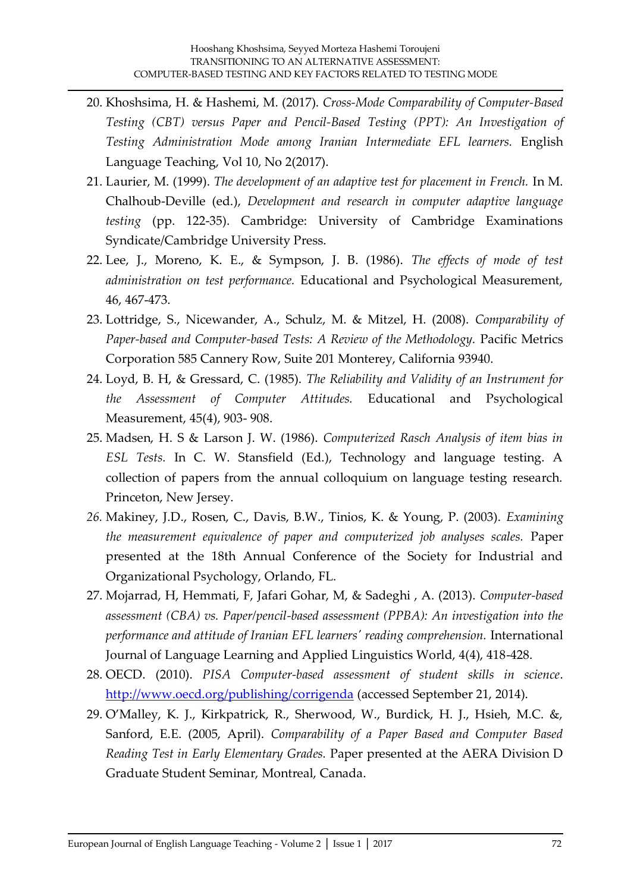20. Khoshsima, H. & Hashemi, M. (2017). *Cross-Mode Comparability of Computer-Based Testing (CBT) versus Paper and Pencil-Based Testing (PPT): An Investigation of Testing Administration Mode among Iranian Intermediate EFL learners.* English Language Teaching, Vol 10, No 2(2017).
21. Laurier, M. (1999). *The development of an adaptive test for placement in French.* In M. Chalhoub-Deville (ed.), *Development and research in computer adaptive language testing* (pp. 122-35). Cambridge: University of Cambridge Examinations Syndicate/Cambridge University Press.
22. Lee, J., Moreno, K. E., & Sympson, J. B. (1986). *The effects of mode of test administration on test performance.* Educational and Psychological Measurement, 46, 467-473.
23. Lottridge, S., Nicewander, A., Schulz, M. & Mitzel, H. (2008). *Comparability of Paper-based and Computer-based Tests: A Review of the Methodology.* Pacific Metrics Corporation 585 Cannery Row, Suite 201 Monterey, California 93940.
24. Loyd, B. H, & Gressard, C. (1985). *The Reliability and Validity of an Instrument for the Assessment of Computer Attitudes.* Educational and Psychological Measurement, 45(4), 903- 908.
25. Madsen, H. S & Larson J. W. (1986). *Computerized Rasch Analysis of item bias in ESL Tests.* In C. W. Stansfield (Ed.), Technology and language testing. A collection of papers from the annual colloquium on language testing research. Princeton, New Jersey.
26. Makiney, J.D., Rosen, C., Davis, B.W., Tinios, K. & Young, P. (2003). *Examining the measurement equivalence of paper and computerized job analyses scales.* Paper presented at the 18th Annual Conference of the Society for Industrial and Organizational Psychology, Orlando, FL.
27. Mojarrad, H, Hemmati, F, Jafari Gohar, M, & Sadeghi , A. (2013). *Computer-based assessment (CBA) vs. Paper/pencil-based assessment (PPBA): An investigation into the performance and attitude of Iranian EFL learners' reading comprehension.* International Journal of Language Learning and Applied Linguistics World, 4(4), 418-428.
28. OECD. (2010). *PISA Computer-based assessment of student skills in science*. http://www.oecd.org/publishing/corrigenda (accessed September 21, 2014).
29. O'Malley, K. J., Kirkpatrick, R., Sherwood, W., Burdick, H. J., Hsieh, M.C. &, Sanford, E.E. (2005, April). *Comparability of a Paper Based and Computer Based Reading Test in Early Elementary Grades.* Paper presented at the AERA Division D Graduate Student Seminar, Montreal, Canada.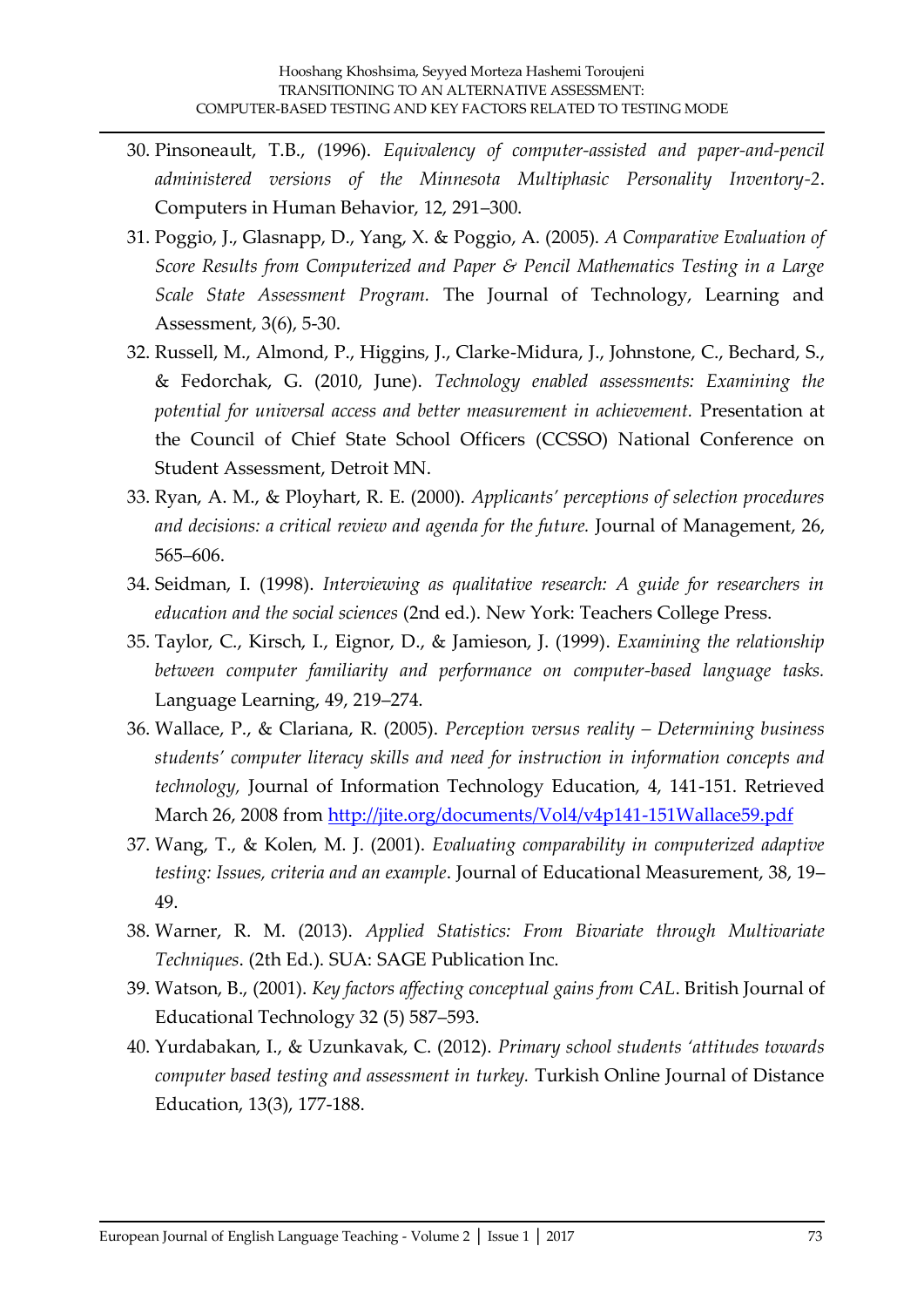30. Pinsoneault, T.B., (1996). *Equivalency of computer-assisted and paper-and-pencil administered versions of the Minnesota Multiphasic Personality Inventory-2*. Computers in Human Behavior, 12, 291–300.
31. Poggio, J., Glasnapp, D., Yang, X. & Poggio, A. (2005). *A Comparative Evaluation of Score Results from Computerized and Paper & Pencil Mathematics Testing in a Large Scale State Assessment Program.* The Journal of Technology, Learning and Assessment, 3(6), 5-30.
32. Russell, M., Almond, P., Higgins, J., Clarke-Midura, J., Johnstone, C., Bechard, S., & Fedorchak, G. (2010, June). *Technology enabled assessments: Examining the potential for universal access and better measurement in achievement.* Presentation at the Council of Chief State School Officers (CCSSO) National Conference on Student Assessment, Detroit MN.
33. Ryan, A. M., & Ployhart, R. E. (2000). *Applicants' perceptions of selection procedures and decisions: a critical review and agenda for the future.* Journal of Management, 26, 565–606.
34. Seidman, I. (1998). *Interviewing as qualitative research: A guide for researchers in education and the social sciences* (2nd ed.). New York: Teachers College Press.
35. Taylor, C., Kirsch, I., Eignor, D., & Jamieson, J. (1999). *Examining the relationship between computer familiarity and performance on computer-based language tasks.* Language Learning, 49, 219–274.
36. Wallace, P., & Clariana, R. (2005). *Perception versus reality – Determining business students' computer literacy skills and need for instruction in information concepts and technology,* Journal of Information Technology Education, 4, 141-151. Retrieved March 26, 2008 from http://jite.org/documents/Vol4/v4p141-151Wallace59.pdf
37. Wang, T., & Kolen, M. J. (2001). *Evaluating comparability in computerized adaptive testing: Issues, criteria and an example*. Journal of Educational Measurement, 38, 19–49.
38. Warner, R. M. (2013). *Applied Statistics: From Bivariate through Multivariate Techniques*. (2th Ed.). SUA: SAGE Publication Inc.
39. Watson, B., (2001). *Key factors affecting conceptual gains from CAL*. British Journal of Educational Technology 32 (5) 587–593.
40. Yurdabakan, I., & Uzunkavak, C. (2012). *Primary school students 'attitudes towards computer based testing and assessment in turkey.* Turkish Online Journal of Distance Education, 13(3), 177-188.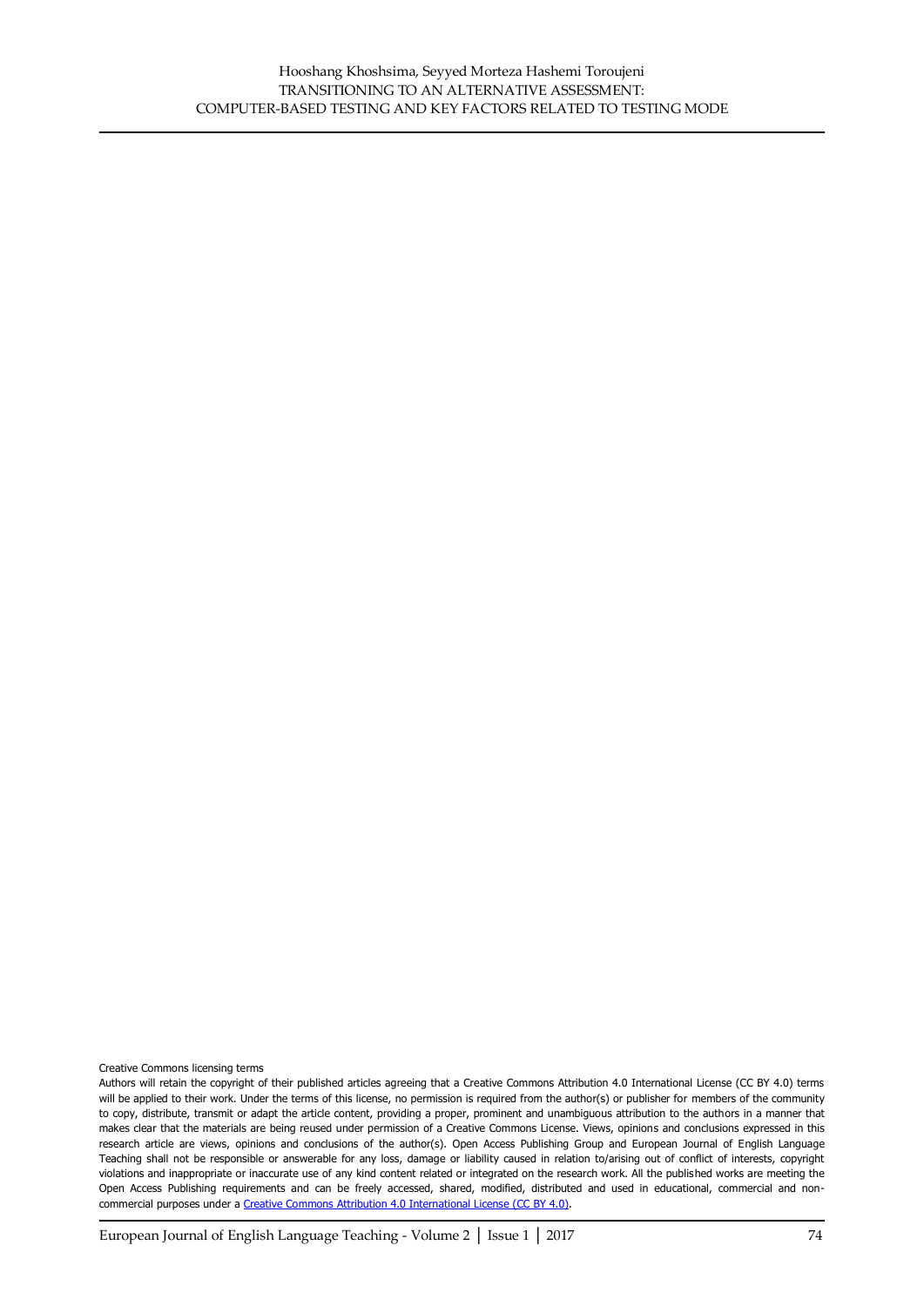Creative Commons licensing terms

Authors will retain the copyright of their published articles agreeing that a Creative Commons Attribution 4.0 International License (CC BY 4.0) terms will be applied to their work. Under the terms of this license, no permission is required from the author(s) or publisher for members of the community to copy, distribute, transmit or adapt the article content, providing a proper, prominent and unambiguous attribution to the authors in a manner that makes clear that the materials are being reused under permission of a Creative Commons License. Views, opinions and conclusions expressed in this research article are views, opinions and conclusions of the author(s). Open Access Publishing Group and European Journal of English Language Teaching shall not be responsible or answerable for any loss, damage or liability caused in relation to/arising out of conflict of interests, copyright violations and inappropriate or inaccurate use of any kind content related or integrated on the research work. All the published works are meeting the Open Access Publishing requirements and can be freely accessed, shared, modified, distributed and used in educational, commercial and non-commercial purposes under a Creative Commons Attribution 4.0 International License (CC BY 4.0).